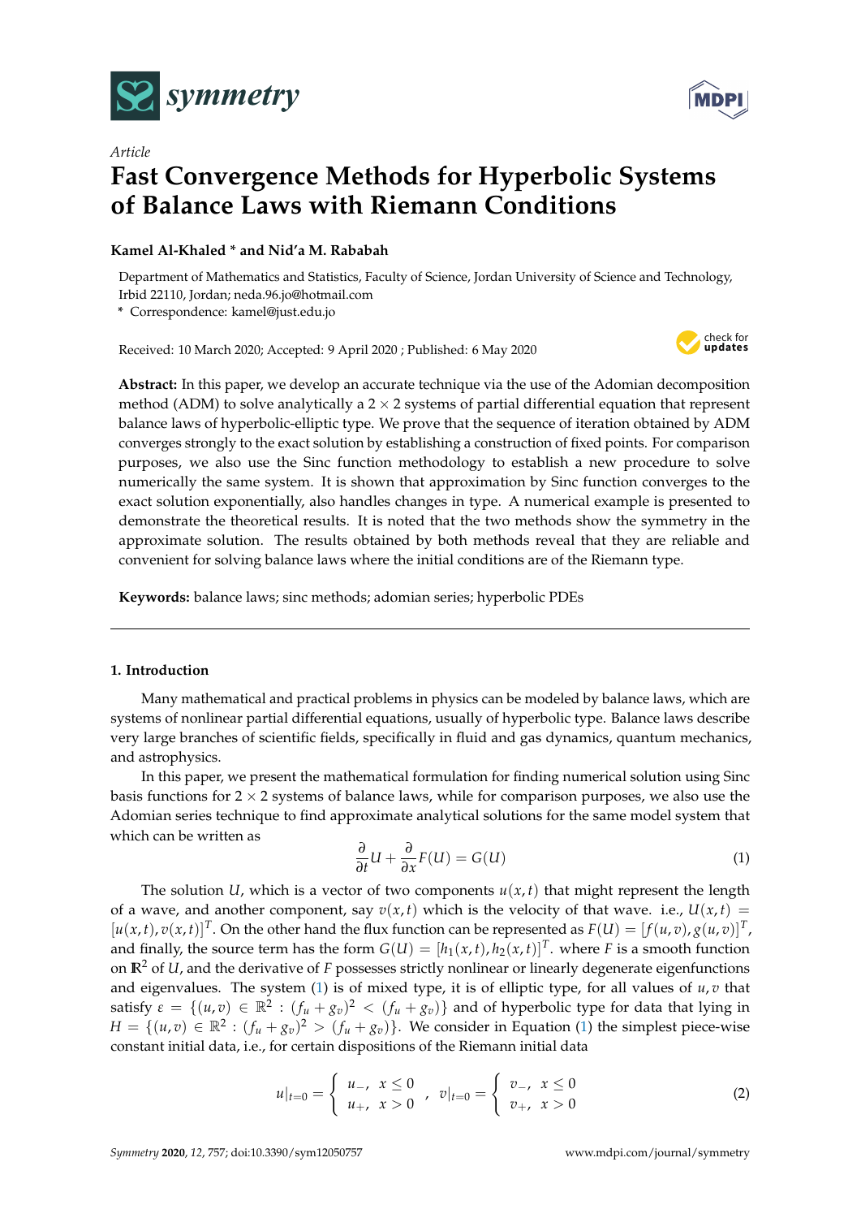*Article*

# Fast Convergence Methods for Hyperbolic Systems of Balance Laws with Riemann Conditions

**Kamel Al-Khaled * and Nid'a M. Rababah**

Department of Mathematics and Statistics, Faculty of Science, Jordan University of Science and Technology, Irbid 22110, Jordan; neda.96.jo@hotmail.com

* Correspondence: kamel@just.edu.jo

Received: 10 March 2020; Accepted: 9 April 2020 ; Published: 6 May 2020

**Abstract:** In this paper, we develop an accurate technique via the use of the Adomian decomposition method (ADM) to solve analytically a $2 \times 2$ systems of partial differential equation that represent balance laws of hyperbolic-elliptic type. We prove that the sequence of iteration obtained by ADM converges strongly to the exact solution by establishing a construction of fixed points. For comparison purposes, we also use the Sinc function methodology to establish a new procedure to solve numerically the same system. It is shown that approximation by Sinc function converges to the exact solution exponentially, also handles changes in type. A numerical example is presented to demonstrate the theoretical results. It is noted that the two methods show the symmetry in the approximate solution. The results obtained by both methods reveal that they are reliable and convenient for solving balance laws where the initial conditions are of the Riemann type.

**Keywords:** balance laws; sinc methods; adomian series; hyperbolic PDEs

---

## 1. Introduction

Many mathematical and practical problems in physics can be modeled by balance laws, which are systems of nonlinear partial differential equations, usually of hyperbolic type. Balance laws describe very large branches of scientific fields, specifically in fluid and gas dynamics, quantum mechanics, and astrophysics.

In this paper, we present the mathematical formulation for finding numerical solution using Sinc basis functions for $2 \times 2$ systems of balance laws, while for comparison purposes, we also use the Adomian series technique to find approximate analytical solutions for the same model system that which can be written as

$$\frac{\partial}{\partial t} U + \frac{\partial}{\partial x} F(U) = G(U) \tag{1}$$

The solution $U$, which is a vector of two components $u(x,t)$ that might represent the length of a wave, and another component, say $v(x,t)$ which is the velocity of that wave. i.e., $U(x,t) = [u(x,t), v(x,t)]^T$. On the other hand the flux function can be represented as $F(U) = [f(u,v), g(u,v)]^T$, and finally, the source term has the form $G(U) = [h_1(x,t), h_2(x,t)]^T$. where $F$ is a smooth function on $\mathbb{R}^2$ of $U$, and the derivative of $F$ possesses strictly nonlinear or linearly degenerate eigenfunctions and eigenvalues. The system (1) is of mixed type, it is of elliptic type, for all values of $u, v$ that satisfy $\varepsilon = \{(u,v) \in \mathbb{R}^2 : (f_u + g_v)^2 < (f_u + g_v)\}$ and of hyperbolic type for data that lying in $H = \{(u,v) \in \mathbb{R}^2 : (f_u + g_v)^2 > (f_u + g_v)\}$. We consider in Equation (1) the simplest piece-wise constant initial data, i.e., for certain dispositions of the Riemann initial data

$$u|_{t=0} = \begin{cases} u_-, & x \leq 0 \\ u_+, & x > 0 \end{cases}, \quad v|_{t=0} = \begin{cases} v_-, & x \leq 0 \\ v_+, & x > 0 \end{cases} \tag{2}$$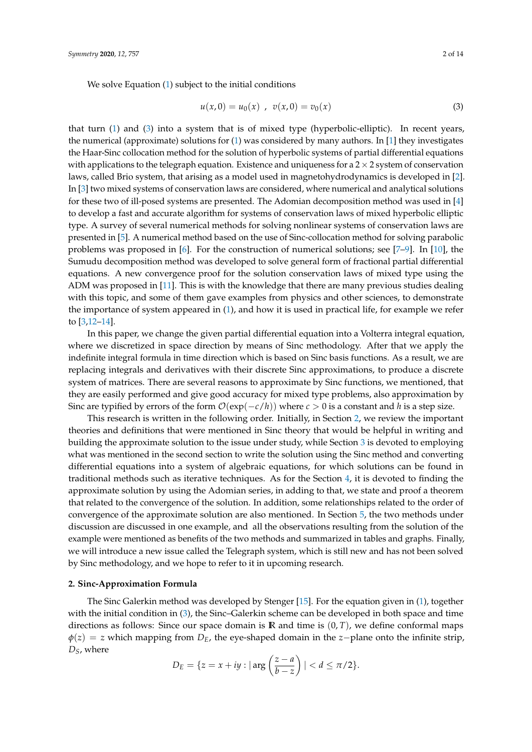We solve Equation (1) subject to the initial conditions

$$u(x,0) = u_0(x) \ , \ v(x,0) = v_0(x) \tag{3}$$

that turn (1) and (3) into a system that is of mixed type (hyperbolic-elliptic). In recent years, the numerical (approximate) solutions for (1) was considered by many authors. In [1] they investigates the Haar-Sinc collocation method for the solution of hyperbolic systems of partial differential equations with applications to the telegraph equation. Existence and uniqueness for a $2 \times 2$ system of conservation laws, called Brio system, that arising as a model used in magnetohydrodynamics is developed in [2]. In [3] two mixed systems of conservation laws are considered, where numerical and analytical solutions for these two of ill-posed systems are presented. The Adomian decomposition method was used in [4] to develop a fast and accurate algorithm for systems of conservation laws of mixed hyperbolic elliptic type. A survey of several numerical methods for solving nonlinear systems of conservation laws are presented in [5]. A numerical method based on the use of Sinc-collocation method for solving parabolic problems was proposed in [6]. For the construction of numerical solutions; see [7–9]. In [10], the Sumudu decomposition method was developed to solve general form of fractional partial differential equations. A new convergence proof for the solution conservation laws of mixed type using the ADM was proposed in [11]. This is with the knowledge that there are many previous studies dealing with this topic, and some of them gave examples from physics and other sciences, to demonstrate the importance of system appeared in (1), and how it is used in practical life, for example we refer to [3,12–14].

In this paper, we change the given partial differential equation into a Volterra integral equation, where we discretized in space direction by means of Sinc methodology. After that we apply the indefinite integral formula in time direction which is based on Sinc basis functions. As a result, we are replacing integrals and derivatives with their discrete Sinc approximations, to produce a discrete system of matrices. There are several reasons to approximate by Sinc functions, we mentioned, that they are easily performed and give good accuracy for mixed type problems, also approximation by Sinc are typified by errors of the form $\mathcal{O}(\exp(-c/h))$ where $c > 0$ is a constant and $h$ is a step size.

This research is written in the following order. Initially, in Section 2, we review the important theories and definitions that were mentioned in Sinc theory that would be helpful in writing and building the approximate solution to the issue under study, while Section 3 is devoted to employing what was mentioned in the second section to write the solution using the Sinc method and converting differential equations into a system of algebraic equations, for which solutions can be found in traditional methods such as iterative techniques. As for the Section 4, it is devoted to finding the approximate solution by using the Adomian series, in adding to that, we state and proof a theorem that related to the convergence of the solution. In addition, some relationships related to the order of convergence of the approximate solution are also mentioned. In Section 5, the two methods under discussion are discussed in one example, and all the observations resulting from the solution of the example were mentioned as benefits of the two methods and summarized in tables and graphs. Finally, we will introduce a new issue called the Telegraph system, which is still new and has not been solved by Sinc methodology, and we hope to refer to it in upcoming research.

## 2. Sinc-Approximation Formula

The Sinc Galerkin method was developed by Stenger [15]. For the equation given in (1), together with the initial condition in (3), the Sinc–Galerkin scheme can be developed in both space and time directions as follows: Since our space domain is $\mathbb{R}$ and time is $(0, T)$, we define conformal maps $\phi(z) = z$ which mapping from $D_E$, the eye-shaped domain in the $z-$plane onto the infinite strip, $D_S$, where

$$D_E = \{z = x + iy : |\arg\left(\frac{z-a}{b-z}\right)| < d \leq \pi/2\}.$$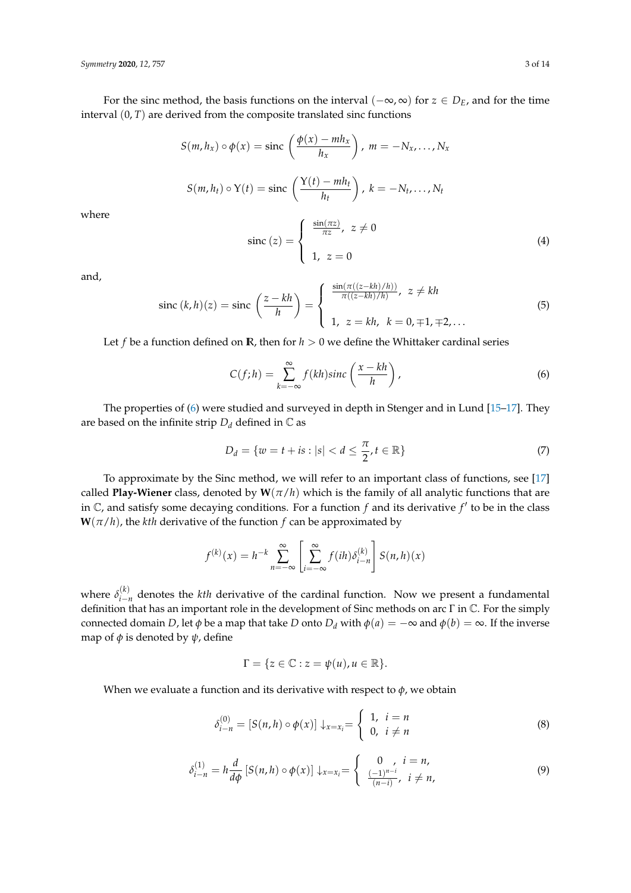For the sinc method, the basis functions on the interval $(-\infty, \infty)$ for $z \in D_E$, and for the time interval $(0, T)$ are derived from the composite translated sinc functions

$$S(m, h_x) \circ \phi(x) = \text{sinc}\left(\frac{\phi(x) - mh_x}{h_x}\right),\ m = -N_x, \ldots, N_x$$

$$S(m, h_t) \circ \Upsilon(t) = \text{sinc}\left(\frac{\Upsilon(t) - mh_t}{h_t}\right),\ k = -N_t, \ldots, N_t$$

where

$$\text{sinc}\,(z) = \begin{cases} \frac{\sin(\pi z)}{\pi z},\ z \neq 0 \\ 1,\ z = 0 \end{cases} \tag{4}$$

and,

$$\text{sinc}\,(k,h)(z) = \text{sinc}\left(\frac{z - kh}{h}\right) = \begin{cases} \frac{\sin(\pi((z-kh)/h))}{\pi((z-kh)/h)},\ z \neq kh \\ 1,\ z = kh,\ \ k = 0, \mp 1, \mp 2, \ldots \end{cases} \tag{5}$$

Let $f$ be a function defined on $\mathbb{R}$, then for $h > 0$ we define the Whittaker cardinal series

$$C(f; h) = \sum_{k=-\infty}^{\infty} f(kh) sinc\left(\frac{x - kh}{h}\right), \tag{6}$$

The properties of (6) were studied and surveyed in depth in Stenger and in Lund [15–17]. They are based on the infinite strip $D_d$ defined in $\mathbb{C}$ as

$$D_d = \{w = t + is : |s| < d \leq \frac{\pi}{2}, t \in \mathbb{R}\} \tag{7}$$

To approximate by the Sinc method, we will refer to an important class of functions, see [17] called **Play-Wiener** class, denoted by $\mathbf{W}(\pi/h)$ which is the family of all analytic functions that are in $\mathbb{C}$, and satisfy some decaying conditions. For a function $f$ and its derivative $f'$ to be in the class $\mathbf{W}(\pi/h)$, the *kth* derivative of the function $f$ can be approximated by

$$f^{(k)}(x) = h^{-k} \sum_{n=-\infty}^{\infty} \left[\sum_{i=-\infty}^{\infty} f(ih)\delta_{i-n}^{(k)}\right] S(n,h)(x)$$

where $\delta_{i-n}^{(k)}$ denotes the *kth* derivative of the cardinal function. Now we present a fundamental definition that has an important role in the development of Sinc methods on arc $\Gamma$ in $\mathbb{C}$. For the simply connected domain $D$, let $\phi$ be a map that take $D$ onto $D_d$ with $\phi(a) = -\infty$ and $\phi(b) = \infty$. If the inverse map of $\phi$ is denoted by $\psi$, define

$$\Gamma = \{z \in \mathbb{C} : z = \psi(u), u \in \mathbb{R}\}.$$

When we evaluate a function and its derivative with respect to $\phi$, we obtain

$$\delta_{i-n}^{(0)} = [S(n,h) \circ \phi(x)] \downarrow_{x=x_i} = \begin{cases} 1,\ i = n \\ 0,\ i \neq n \end{cases} \tag{8}$$

$$\delta_{i-n}^{(1)} = h\frac{d}{d\phi}\left[S(n,h) \circ \phi(x)\right] \downarrow_{x=x_i} = \begin{cases} 0\ \ ,\ i = n, \\ \frac{(-1)^{n-i}}{(n-i)},\ i \neq n, \end{cases} \tag{9}$$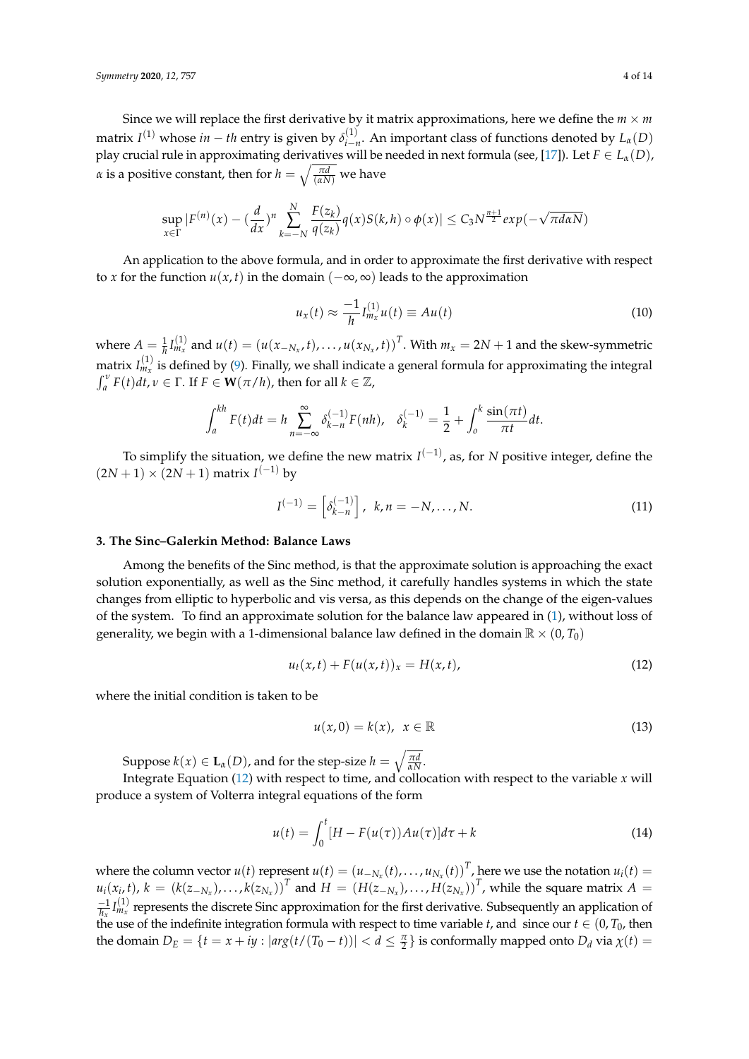Since we will replace the first derivative by it matrix approximations, here we define the $m \times m$ matrix $I^{(1)}$ whose $in-th$ entry is given by $\delta^{(1)}_{i-n}$. An important class of functions denoted by $L_\alpha(D)$ play crucial rule in approximating derivatives will be needed in next formula (see, [17]). Let $F \in L_\alpha(D)$, $\alpha$ is a positive constant, then for $h = \sqrt{\frac{\pi d}{(\alpha N)}}$ we have

$$\sup_{x\in\Gamma} |F^{(n)}(x) - (\frac{d}{dx})^n \sum_{k=-N}^{N} \frac{F(z_k)}{q(z_k)} q(x) S(k,h) \circ \phi(x)| \leq C_3 N^{\frac{n+1}{2}} exp(-\sqrt{\pi d \alpha N})$$

An application to the above formula, and in order to approximate the first derivative with respect to $x$ for the function $u(x,t)$ in the domain $(-\infty, \infty)$ leads to the approximation

$$u_x(t) \approx \frac{-1}{h} I^{(1)}_{m_x} u(t) \equiv Au(t) \tag{10}$$

where $A = \frac{1}{h} I^{(1)}_{m_x}$ and $u(t) = \left(u(x_{-N_x}, t), \ldots, u(x_{N_x}, t)\right)^T$. With $m_x = 2N+1$ and the skew-symmetric matrix $I^{(1)}_{m_x}$ is defined by (9). Finally, we shall indicate a general formula for approximating the integral $\int_a^\nu F(t)dt, \nu \in \Gamma$. If $F \in \mathbf{W}(\pi/h)$, then for all $k \in \mathbb{Z}$,

$$\int_a^{kh} F(t)dt = h \sum_{n=-\infty}^{\infty} \delta^{(-1)}_{k-n} F(nh), \quad \delta^{(-1)}_k = \frac{1}{2} + \int_o^k \frac{\sin(\pi t)}{\pi t} dt.$$

To simplify the situation, we define the new matrix $I^{(-1)}$, as, for $N$ positive integer, define the $(2N+1) \times (2N+1)$ matrix $I^{(-1)}$ by

$$I^{(-1)} = \left[\delta^{(-1)}_{k-n}\right], \;\; k, n = -N, \ldots, N. \tag{11}$$

### 3. The Sinc–Galerkin Method: Balance Laws

Among the benefits of the Sinc method, is that the approximate solution is approaching the exact solution exponentially, as well as the Sinc method, it carefully handles systems in which the state changes from elliptic to hyperbolic and vis versa, as this depends on the change of the eigen-values of the system. To find an approximate solution for the balance law appeared in (1), without loss of generality, we begin with a 1-dimensional balance law defined in the domain $\mathbb{R} \times (0, T_0)$

$$u_t(x,t) + F(u(x,t))_x = H(x,t), \tag{12}$$

where the initial condition is taken to be

$$u(x,0) = k(x), \;\; x \in \mathbb{R} \tag{13}$$

Suppose $k(x) \in \mathbf{L}_\alpha(D)$, and for the step-size $h = \sqrt{\frac{\pi d}{\alpha N}}$.

Integrate Equation (12) with respect to time, and collocation with respect to the variable $x$ will produce a system of Volterra integral equations of the form

$$u(t) = \int_0^t [H - F(u(\tau))Au(\tau)]d\tau + k \tag{14}$$

where the column vector $u(t)$ represent $u(t) = \left(u_{-N_x}(t), \ldots, u_{N_x}(t)\right)^T$, here we use the notation $u_i(t) = u_i(x_i, t)$, $k = \left(k(z_{-N_x}), \ldots, k(z_{N_x})\right)^T$ and $H = \left(H(z_{-N_x}), \ldots, H(z_{N_x})\right)^T$, while the square matrix $A = \frac{-1}{h_x} I^{(1)}_{m_x}$ represents the discrete Sinc approximation for the first derivative. Subsequently an application of the use of the indefinite integration formula with respect to time variable $t$, and since our $t \in (0, T_0)$, then the domain $D_E = \{t = x + iy : |arg(t/(T_0 - t))| < d \leq \frac{\pi}{2}\}$ is conformally mapped onto $D_d$ via $\chi(t) =$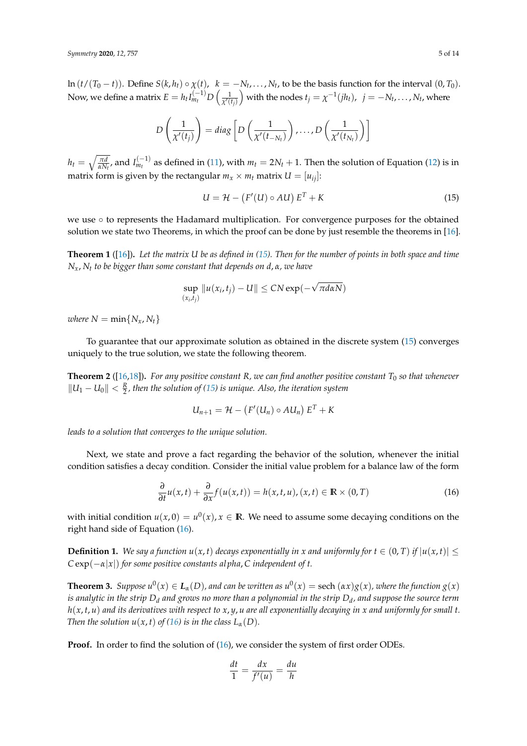$\ln(t/(T_0 - t))$. Define $S(k, h_t) \circ \chi(t)$, $k = -N_t, \ldots, N_t$, to be the basis function for the interval $(0, T_0)$. Now, we define a matrix $E = h_t I_{m_t}^{(-1)} D\left(\frac{1}{\chi'(t_j)}\right)$ with the nodes $t_j = \chi^{-1}(jh_t)$, $j = -N_t, \ldots, N_t$, where

$$D\left(\frac{1}{\chi'(t_j)}\right) = diag\left[D\left(\frac{1}{\chi'(t_{-N_t})}\right), \ldots, D\left(\frac{1}{\chi'(t_{N_t})}\right)\right]$$

$h_t = \sqrt{\frac{\pi d}{\alpha N_t}}$, and $I_{m_t}^{(-1)}$ as defined in (11), with $m_t = 2N_t + 1$. Then the solution of Equation (12) is in matrix form is given by the rectangular $m_x \times m_t$ matrix $U = [u_{ij}]$:

$$U = \mathcal{H} - \left(F'(U) \circ AU\right) E^T + K \tag{15}$$

we use $\circ$ to represents the Hadamard multiplication. For convergence purposes for the obtained solution we state two Theorems, in which the proof can be done by just resemble the theorems in [16].

**Theorem 1** ([16])**.** *Let the matrix $U$ be as defined in (15). Then for the number of points in both space and time $N_x, N_t$ to be bigger than some constant that depends on $d, \alpha$, we have*

$$\sup_{(x_i, t_j)} \|u(x_i, t_j) - U\| \leq CN \exp(-\sqrt{\pi d \alpha N})$$

*where $N = \min\{N_x, N_t\}$*

To guarantee that our approximate solution as obtained in the discrete system (15) converges uniquely to the true solution, we state the following theorem.

**Theorem 2** ([16,18])**.** *For any positive constant $R$, we can find another positive constant $T_0$ so that whenever $\|U_1 - U_0\| < \frac{R}{2}$, then the solution of (15) is unique. Also, the iteration system*

$$U_{n+1} = \mathcal{H} - \left(F'(U_n) \circ AU_n\right) E^T + K$$

*leads to a solution that converges to the unique solution.*

Next, we state and prove a fact regarding the behavior of the solution, whenever the initial condition satisfies a decay condition. Consider the initial value problem for a balance law of the form

$$\frac{\partial}{\partial t} u(x,t) + \frac{\partial}{\partial x} f(u(x,t)) = h(x,t,u), (x,t) \in \mathbb{R} \times (0,T) \tag{16}$$

with initial condition $u(x, 0) = u^0(x), x \in \mathbb{R}$. We need to assume some decaying conditions on the right hand side of Equation (16).

**Definition 1.** *We say a function $u(x,t)$ decays exponentially in $x$ and uniformly for $t \in (0,T)$ if $|u(x,t)| \leq C\exp(-\alpha|x|)$ for some positive constants alpha, $C$ independent of $t$.*

**Theorem 3.** *Suppose $u^0(x) \in \boldsymbol{L}_\alpha(D)$, and can be written as $u^0(x) = \text{sech}\,(\alpha x) g(x)$, where the function $g(x)$ is analytic in the strip $D_d$ and grows no more than a polynomial in the strip $D_d$, and suppose the source term $h(x,t,u)$ and its derivatives with respect to $x, y, u$ are all exponentially decaying in $x$ and uniformly for small $t$. Then the solution $u(x,t)$ of (16) is in the class $L_\alpha(D)$.*

**Proof.** In order to find the solution of (16), we consider the system of first order ODEs.

$$\frac{dt}{1} = \frac{dx}{f'(u)} = \frac{du}{h}$$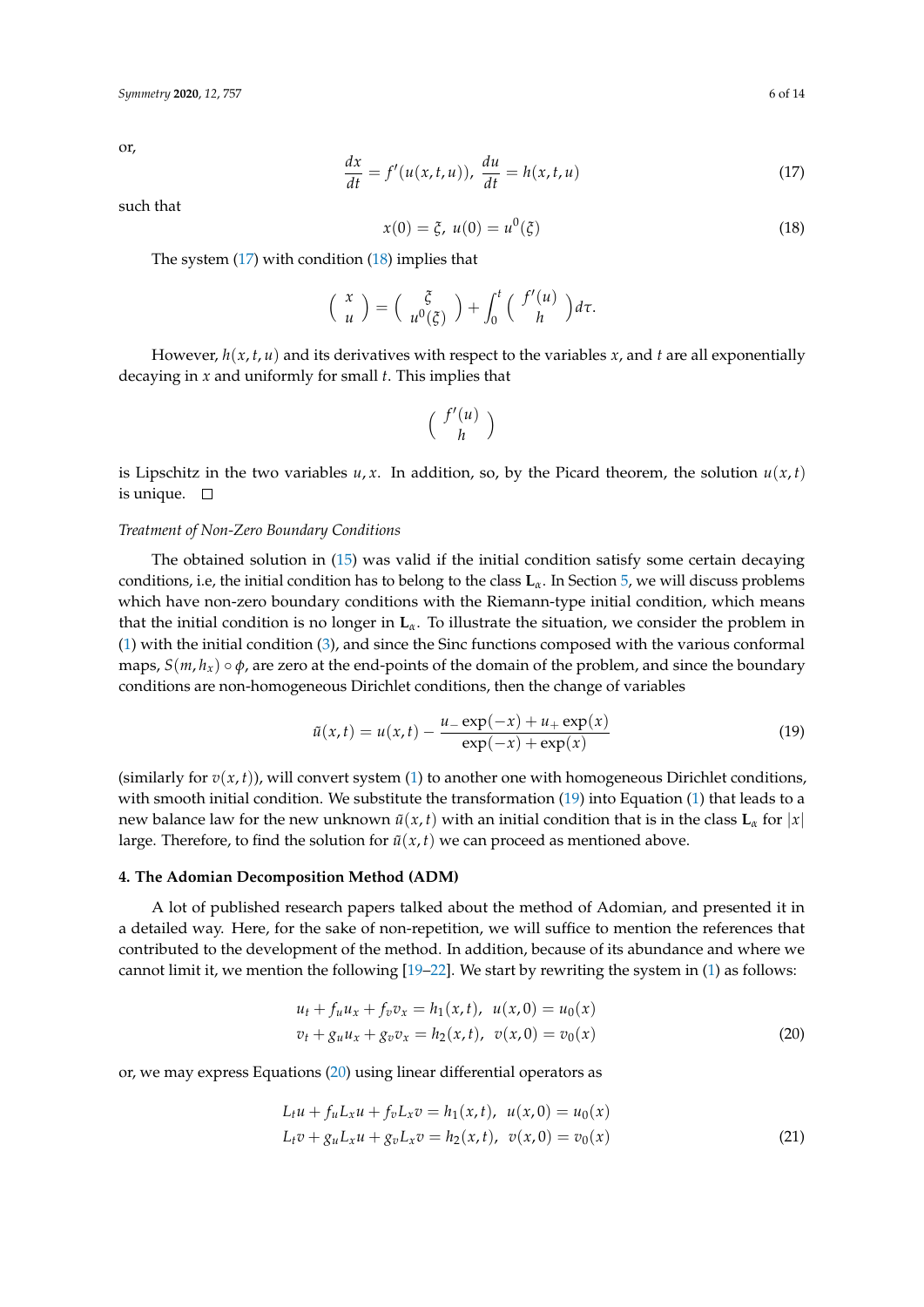or,

$$\frac{dx}{dt} = f'(u(x,t,u)),\ \frac{du}{dt} = h(x,t,u) \tag{17}$$

such that

$$x(0) = \xi,\ u(0) = u^0(\xi) \tag{18}$$

The system (17) with condition (18) implies that

$$\begin{pmatrix} x \\ u \end{pmatrix} = \begin{pmatrix} \xi \\ u^0(\xi) \end{pmatrix} + \int_0^t \begin{pmatrix} f'(u) \\ h \end{pmatrix} d\tau.$$

However, $h(x,t,u)$ and its derivatives with respect to the variables $x$, and $t$ are all exponentially decaying in $x$ and uniformly for small $t$. This implies that

$$\begin{pmatrix} f'(u) \\ h \end{pmatrix}$$

is Lipschitz in the two variables $u, x$. In addition, so, by the Picard theorem, the solution $u(x,t)$ is unique. □

*Treatment of Non-Zero Boundary Conditions*

The obtained solution in (15) was valid if the initial condition satisfy some certain decaying conditions, i.e, the initial condition has to belong to the class $\mathbf{L}_\alpha$. In Section 5, we will discuss problems which have non-zero boundary conditions with the Riemann-type initial condition, which means that the initial condition is no longer in $\mathbf{L}_\alpha$. To illustrate the situation, we consider the problem in (1) with the initial condition (3), and since the Sinc functions composed with the various conformal maps, $S(m, h_x) \circ \phi$, are zero at the end-points of the domain of the problem, and since the boundary conditions are non-homogeneous Dirichlet conditions, then the change of variables

$$\tilde{u}(x,t) = u(x,t) - \frac{u_- \exp(-x) + u_+ \exp(x)}{\exp(-x) + \exp(x)} \tag{19}$$

(similarly for $v(x,t)$), will convert system (1) to another one with homogeneous Dirichlet conditions, with smooth initial condition. We substitute the transformation (19) into Equation (1) that leads to a new balance law for the new unknown $\tilde{u}(x,t)$ with an initial condition that is in the class $\mathbf{L}_\alpha$ for $|x|$ large. Therefore, to find the solution for $\tilde{u}(x,t)$ we can proceed as mentioned above.

## 4. The Adomian Decomposition Method (ADM)

A lot of published research papers talked about the method of Adomian, and presented it in a detailed way. Here, for the sake of non-repetition, we will suffice to mention the references that contributed to the development of the method. In addition, because of its abundance and where we cannot limit it, we mention the following [19–22]. We start by rewriting the system in (1) as follows:

$$\begin{aligned} u_t + f_u u_x + f_v v_x &= h_1(x,t),\ \ u(x,0) = u_0(x) \\ v_t + g_u u_x + g_v v_x &= h_2(x,t),\ \ v(x,0) = v_0(x) \end{aligned} \tag{20}$$

or, we may express Equations (20) using linear differential operators as

$$\begin{aligned} L_t u + f_u L_x u + f_v L_x v &= h_1(x,t),\ \ u(x,0) = u_0(x) \\ L_t v + g_u L_x u + g_v L_x v &= h_2(x,t),\ \ v(x,0) = v_0(x) \end{aligned} \tag{21}$$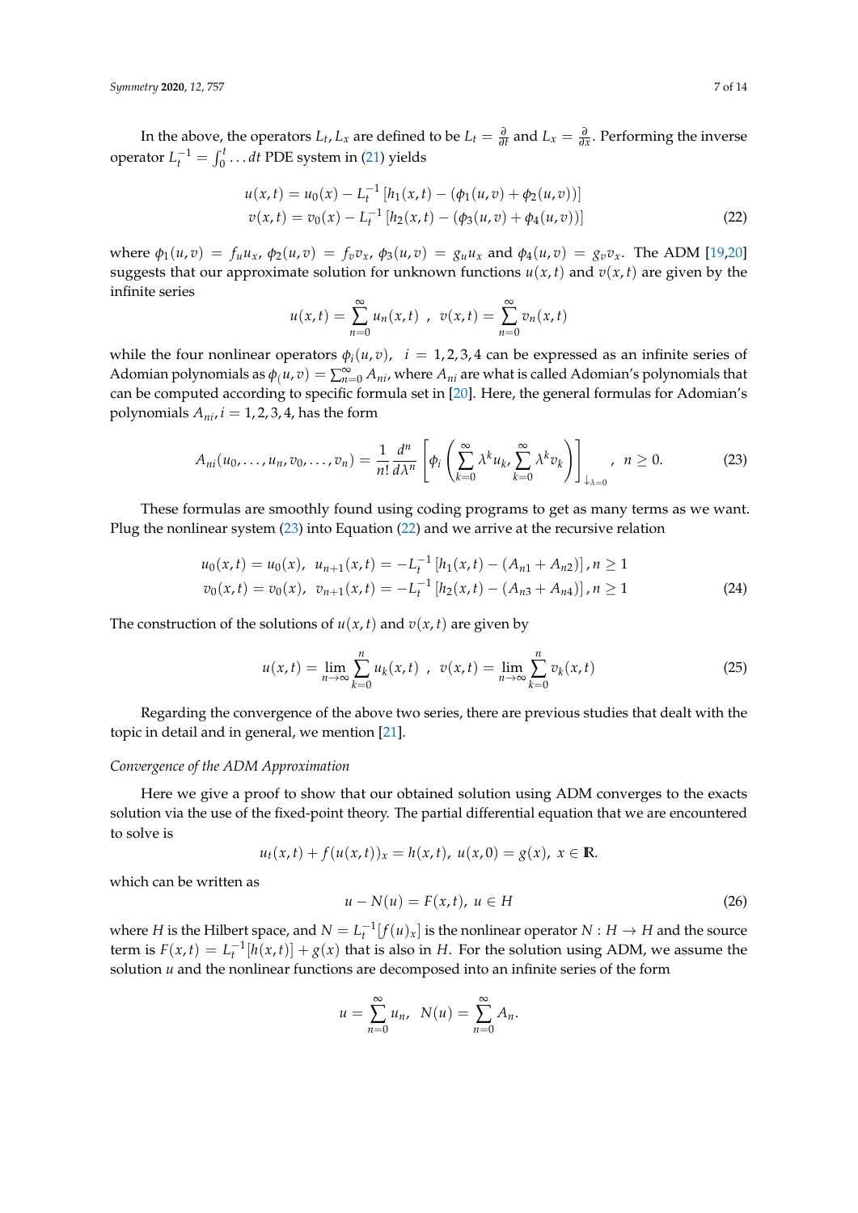In the above, the operators $L_t, L_x$ are defined to be $L_t = \frac{\partial}{\partial t}$ and $L_x = \frac{\partial}{\partial x}$. Performing the inverse operator $L_t^{-1} = \int_0^t \ldots dt$ PDE system in (21) yields

$$
\begin{aligned}
u(x,t) &= u_0(x) - L_t^{-1}\left[h_1(x,t) - (\phi_1(u,v) + \phi_2(u,v))\right] \\
v(x,t) &= v_0(x) - L_t^{-1}\left[h_2(x,t) - (\phi_3(u,v) + \phi_4(u,v))\right]
\end{aligned} \tag{22}
$$

where $\phi_1(u,v) = f_u u_x$, $\phi_2(u,v) = f_v v_x$, $\phi_3(u,v) = g_u u_x$ and $\phi_4(u,v) = g_v v_x$. The ADM [19,20] suggests that our approximate solution for unknown functions $u(x,t)$ and $v(x,t)$ are given by the infinite series

$$
u(x,t) = \sum_{n=0}^{\infty} u_n(x,t) \ , \ v(x,t) = \sum_{n=0}^{\infty} v_n(x,t)
$$

while the four nonlinear operators $\phi_i(u,v), \quad i = 1,2,3,4$ can be expressed as an infinite series of Adomian polynomials as $\phi_(u,v) = \sum_{n=0}^{\infty} A_{ni}$, where $A_{ni}$ are what is called Adomian's polynomials that can be computed according to specific formula set in [20]. Here, the general formulas for Adomian's polynomials $A_{ni}, i = 1,2,3,4$, has the form

$$
A_{ni}(u_0,\ldots,u_n,v_0,\ldots,v_n) = \frac{1}{n!}\frac{d^n}{d\lambda^n}\left[\phi_i\left(\sum_{k=0}^{\infty}\lambda^k u_k, \sum_{k=0}^{\infty}\lambda^k v_k\right)\right]_{\downarrow_{\lambda=0}} , \ n \geq 0. \tag{23}
$$

These formulas are smoothly found using coding programs to get as many terms as we want. Plug the nonlinear system (23) into Equation (22) and we arrive at the recursive relation

$$
\begin{aligned}
u_0(x,t) &= u_0(x), \ u_{n+1}(x,t) = -L_t^{-1}\left[h_1(x,t) - (A_{n1} + A_{n2})\right], n \geq 1 \\
v_0(x,t) &= v_0(x), \ v_{n+1}(x,t) = -L_t^{-1}\left[h_2(x,t) - (A_{n3} + A_{n4})\right], n \geq 1
\end{aligned} \tag{24}
$$

The construction of the solutions of $u(x,t)$ and $v(x,t)$ are given by

$$
u(x,t) = \lim_{n\to\infty}\sum_{k=0}^{n} u_k(x,t) \ , \ v(x,t) = \lim_{n\to\infty}\sum_{k=0}^{n} v_k(x,t) \tag{25}
$$

Regarding the convergence of the above two series, there are previous studies that dealt with the topic in detail and in general, we mention [21].

*Convergence of the ADM Approximation*

Here we give a proof to show that our obtained solution using ADM converges to the exacts solution via the use of the fixed-point theory. The partial differential equation that we are encountered to solve is

$$
u_t(x,t) + f(u(x,t))_x = h(x,t), \ u(x,0) = g(x), \ x \in \mathbb{R}.
$$

which can be written as

$$
u - N(u) = F(x,t), \ u \in H \tag{26}
$$

where $H$ is the Hilbert space, and $N = L_t^{-1}[f(u)_x]$ is the nonlinear operator $N: H \to H$ and the source term is $F(x,t) = L_t^{-1}[h(x,t)] + g(x)$ that is also in $H$. For the solution using ADM, we assume the solution $u$ and the nonlinear functions are decomposed into an infinite series of the form

$$
u = \sum_{n=0}^{\infty} u_n, \ \ N(u) = \sum_{n=0}^{\infty} A_n.
$$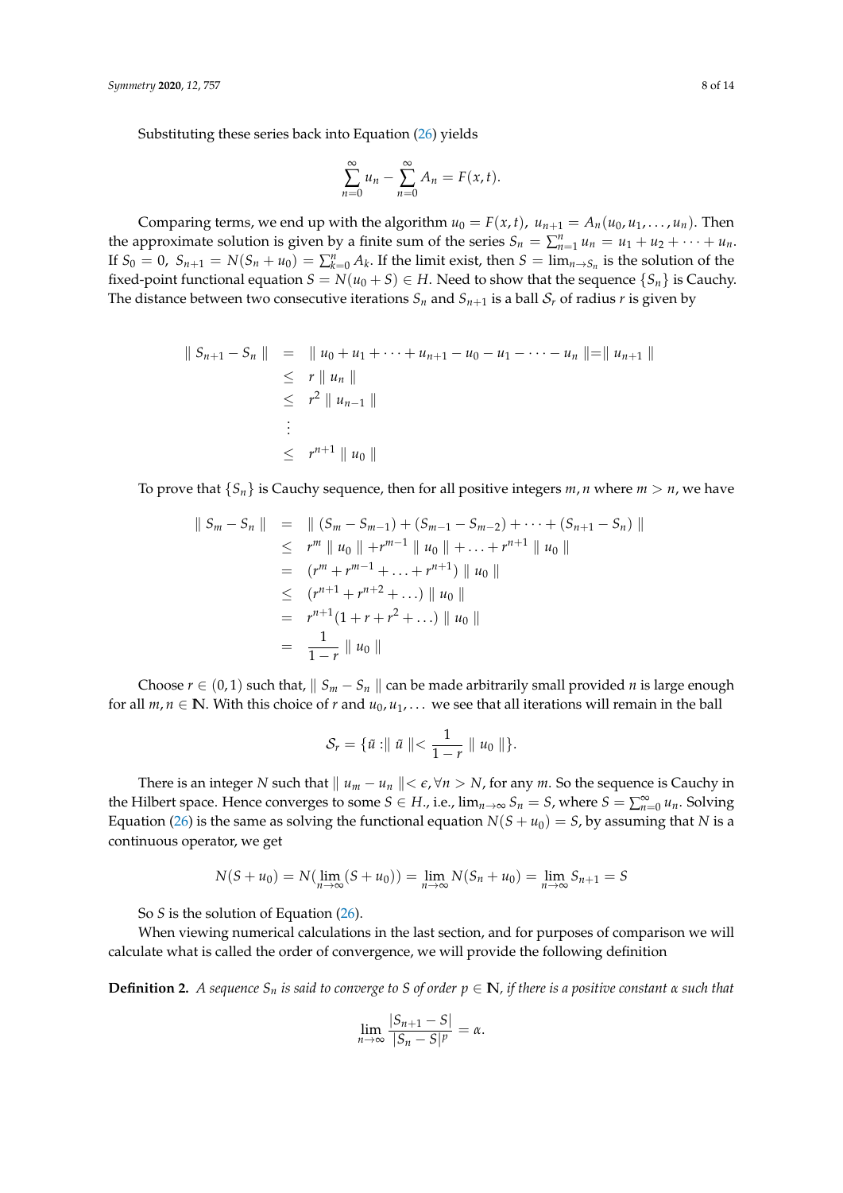Substituting these series back into Equation (26) yields

$$\sum_{n=0}^{\infty} u_n - \sum_{n=0}^{\infty} A_n = F(x,t).$$

Comparing terms, we end up with the algorithm $u_0 = F(x,t)$, $u_{n+1} = A_n(u_0, u_1, \ldots, u_n)$. Then the approximate solution is given by a finite sum of the series $S_n = \sum_{n=1}^{n} u_n = u_1 + u_2 + \cdots + u_n$. If $S_0 = 0$, $S_{n+1} = N(S_n + u_0) = \sum_{k=0}^{n} A_k$. If the limit exist, then $S = \lim_{n \to S_n}$ is the solution of the fixed-point functional equation $S = N(u_0 + S) \in H$. Need to show that the sequence $\{S_n\}$ is Cauchy. The distance between two consecutive iterations $S_n$ and $S_{n+1}$ is a ball $\mathcal{S}_r$ of radius $r$ is given by

$$\begin{aligned}
\| S_{n+1} - S_n \| &= \| u_0 + u_1 + \cdots + u_{n+1} - u_0 - u_1 - \cdots - u_n \| = \| u_{n+1} \| \\
&\leq r \| u_n \| \\
&\leq r^2 \| u_{n-1} \| \\
&\vdots \\
&\leq r^{n+1} \| u_0 \|
\end{aligned}$$

To prove that $\{S_n\}$ is Cauchy sequence, then for all positive integers $m, n$ where $m > n$, we have

$$\begin{aligned}
\| S_m - S_n \| &= \| (S_m - S_{m-1}) + (S_{m-1} - S_{m-2}) + \cdots + (S_{n+1} - S_n) \| \\
&\leq r^m \| u_0 \| + r^{m-1} \| u_0 \| + \ldots + r^{n+1} \| u_0 \| \\
&= (r^m + r^{m-1} + \ldots + r^{n+1}) \| u_0 \| \\
&\leq (r^{n+1} + r^{n+2} + \ldots) \| u_0 \| \\
&= r^{n+1}(1 + r + r^2 + \ldots) \| u_0 \| \\
&= \frac{1}{1-r} \| u_0 \|
\end{aligned}$$

Choose $r \in (0,1)$ such that, $\| S_m - S_n \|$ can be made arbitrarily small provided $n$ is large enough for all $m, n \in \mathbb{N}$. With this choice of $r$ and $u_0, u_1, \ldots$ we see that all iterations will remain in the ball

$$\mathcal{S}_r = \{\tilde{u} : \| \tilde{u} \| < \frac{1}{1-r} \| u_0 \|\}.$$

There is an integer $N$ such that $\| u_m - u_n \| < \epsilon, \forall n > N$, for any $m$. So the sequence is Cauchy in the Hilbert space. Hence converges to some $S \in H$., i.e., $\lim_{n \to \infty} S_n = S$, where $S = \sum_{n=0}^{\infty} u_n$. Solving Equation (26) is the same as solving the functional equation $N(S + u_0) = S$, by assuming that $N$ is a continuous operator, we get

$$N(S + u_0) = N(\lim_{n \to \infty}(S + u_0)) = \lim_{n \to \infty} N(S_n + u_0) = \lim_{n \to \infty} S_{n+1} = S$$

So $S$ is the solution of Equation (26).

When viewing numerical calculations in the last section, and for purposes of comparison we will calculate what is called the order of convergence, we will provide the following definition

**Definition 2.** *A sequence $S_n$ is said to converge to $S$ of order $p \in \mathbb{N}$, if there is a positive constant $\alpha$ such that*

$$\lim_{n \to \infty} \frac{|S_{n+1} - S|}{|S_n - S|^p} = \alpha.$$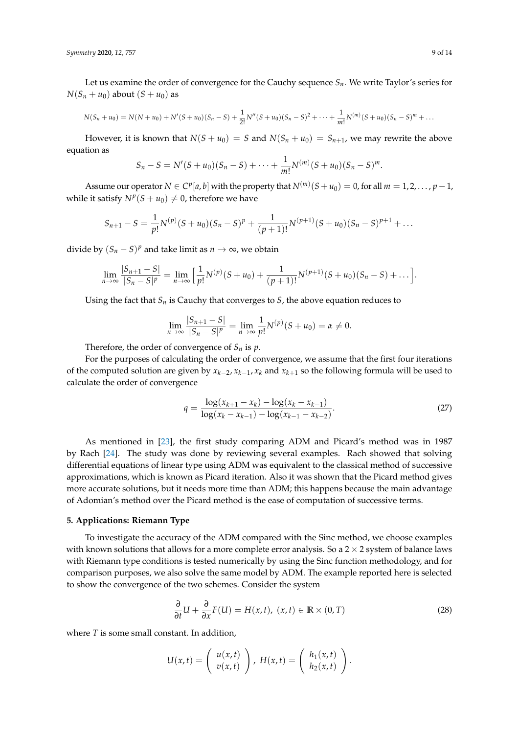Let us examine the order of convergence for the Cauchy sequence $S_n$. We write Taylor's series for $N(S_n + u_0)$ about $(S + u_0)$ as

$$N(S_n + u_0) = N(N + u_0) + N'(S + u_0)(S_n - S) + \frac{1}{2!}N''(S + u_0)(S_n - S)^2 + \cdots + \frac{1}{m!}N^{(m)}(S + u_0)(S_n - S)^m + \ldots$$

However, it is known that $N(S + u_0) = S$ and $N(S_n + u_0) = S_{n+1}$, we may rewrite the above equation as

$$S_n - S = N'(S + u_0)(S_n - S) + \cdots + \frac{1}{m!}N^{(m)}(S + u_0)(S_n - S)^m.$$

Assume our operator $N \in C^p[a,b]$ with the property that $N^{(m)}(S + u_0) = 0$, for all $m = 1, 2, \ldots, p-1$, while it satisfy $N^p(S + u_0) \neq 0$, therefore we have

$$S_{n+1} - S = \frac{1}{p!}N^{(p)}(S + u_0)(S_n - S)^p + \frac{1}{(p+1)!}N^{(p+1)}(S + u_0)(S_n - S)^{p+1} + \ldots$$

divide by $(S_n - S)^p$ and take limit as $n \to \infty$, we obtain

$$\lim_{n\to\infty} \frac{|S_{n+1} - S|}{|S_n - S|^p} = \lim_{n\to\infty} \Big[\frac{1}{p!}N^{(p)}(S + u_0) + \frac{1}{(p+1)!}N^{(p+1)}(S + u_0)(S_n - S) + \ldots\Big].$$

Using the fact that $S_n$ is Cauchy that converges to $S$, the above equation reduces to

$$\lim_{n\to\infty} \frac{|S_{n+1} - S|}{|S_n - S|^p} = \lim_{n\to\infty} \frac{1}{p!}N^{(p)}(S + u_0) = \alpha \neq 0.$$

Therefore, the order of convergence of $S_n$ is $p$.

For the purposes of calculating the order of convergence, we assume that the first four iterations of the computed solution are given by $x_{k-2}, x_{k-1}, x_k$ and $x_{k+1}$ so the following formula will be used to calculate the order of convergence

$$q = \frac{\log(x_{k+1} - x_k) - \log(x_k - x_{k-1})}{\log(x_k - x_{k-1}) - \log(x_{k-1} - x_{k-2})}. \tag{27}$$

As mentioned in [23], the first study comparing ADM and Picard's method was in 1987 by Rach [24]. The study was done by reviewing several examples. Rach showed that solving differential equations of linear type using ADM was equivalent to the classical method of successive approximations, which is known as Picard iteration. Also it was shown that the Picard method gives more accurate solutions, but it needs more time than ADM; this happens because the main advantage of Adomian's method over the Picard method is the ease of computation of successive terms.

## 5. Applications: Riemann Type

To investigate the accuracy of the ADM compared with the Sinc method, we choose examples with known solutions that allows for a more complete error analysis. So a $2 \times 2$ system of balance laws with Riemann type conditions is tested numerically by using the Sinc function methodology, and for comparison purposes, we also solve the same model by ADM. The example reported here is selected to show the convergence of the two schemes. Consider the system

$$\frac{\partial}{\partial t}U + \frac{\partial}{\partial x}F(U) = H(x,t), \ (x,t) \in \mathbb{R} \times (0,T) \tag{28}$$

where $T$ is some small constant. In addition,

$$U(x,t) = \begin{pmatrix} u(x,t) \\ v(x,t) \end{pmatrix}, \ H(x,t) = \begin{pmatrix} h_1(x,t) \\ h_2(x,t) \end{pmatrix}.$$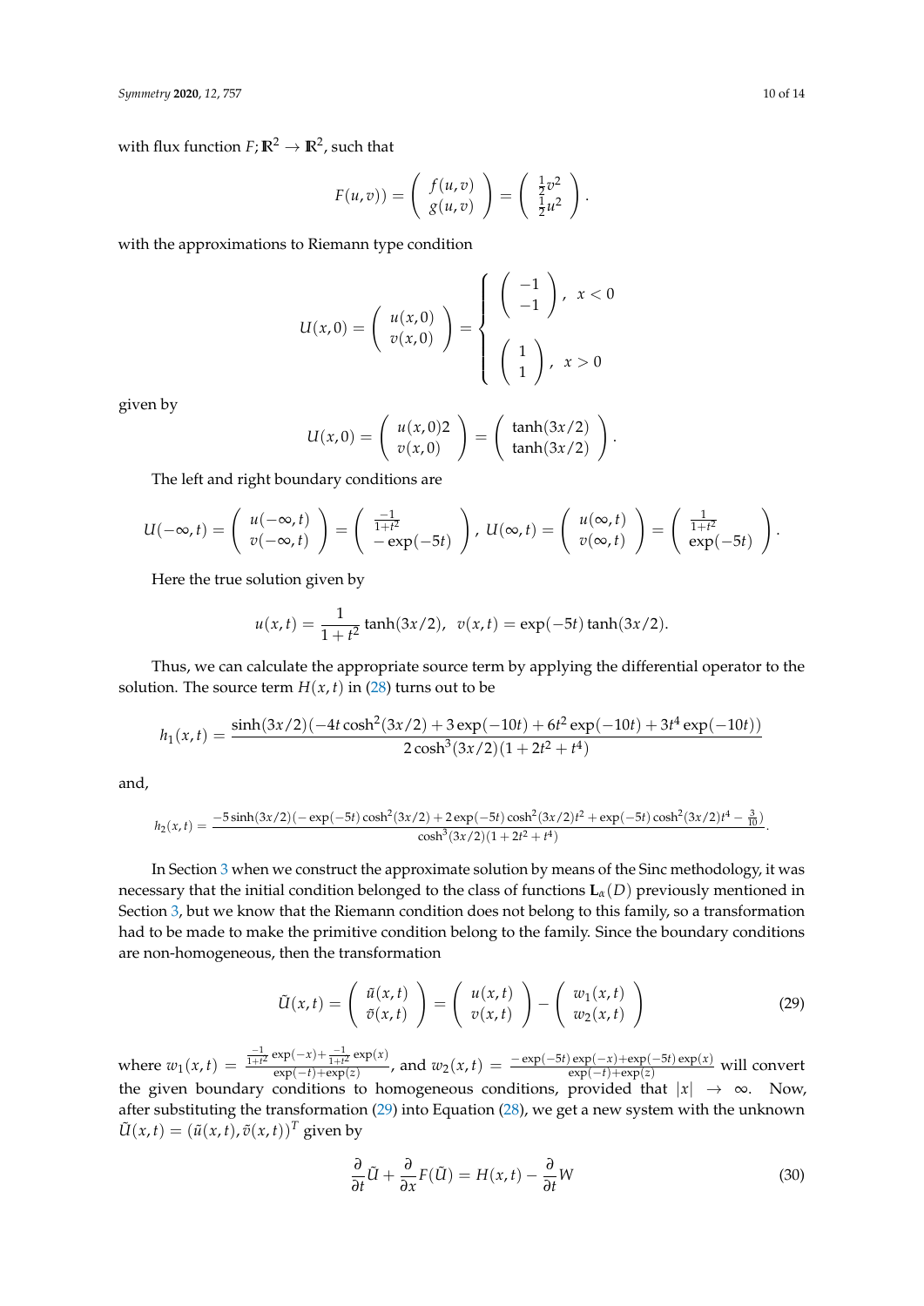with flux function $F; \mathbb{R}^2 \to \mathbb{R}^2$, such that

$$F(u,v)) = \begin{pmatrix} f(u,v) \\ g(u,v) \end{pmatrix} = \begin{pmatrix} \frac{1}{2}v^2 \\ \frac{1}{2}u^2 \end{pmatrix}.$$

with the approximations to Riemann type condition

$$U(x,0) = \begin{pmatrix} u(x,0) \\ v(x,0) \end{pmatrix} = \begin{cases} \begin{pmatrix} -1 \\ -1 \end{pmatrix}, & x < 0 \\ \\ \begin{pmatrix} 1 \\ 1 \end{pmatrix}, & x > 0 \end{cases}$$

given by

$$U(x,0) = \begin{pmatrix} u(x,0)2 \\ v(x,0) \end{pmatrix} = \begin{pmatrix} \tanh(3x/2) \\ \tanh(3x/2) \end{pmatrix}.$$

The left and right boundary conditions are

$$U(-\infty,t) = \begin{pmatrix} u(-\infty,t) \\ v(-\infty,t) \end{pmatrix} = \begin{pmatrix} \frac{-1}{1+t^2} \\ -\exp(-5t) \end{pmatrix},\ U(\infty,t) = \begin{pmatrix} u(\infty,t) \\ v(\infty,t) \end{pmatrix} = \begin{pmatrix} \frac{1}{1+t^2} \\ \exp(-5t) \end{pmatrix}.$$

Here the true solution given by

$$u(x,t) = \frac{1}{1+t^2}\tanh(3x/2),\ \ v(x,t) = \exp(-5t)\tanh(3x/2).$$

Thus, we can calculate the appropriate source term by applying the differential operator to the solution. The source term $H(x,t)$ in (28) turns out to be

$$h_1(x,t) = \frac{\sinh(3x/2)(-4t\cosh^2(3x/2) + 3\exp(-10t) + 6t^2\exp(-10t) + 3t^4\exp(-10t))}{2\cosh^3(3x/2)(1+2t^2+t^4)}$$

and,

$$h_2(x,t) = \frac{-5\sinh(3x/2)(-\exp(-5t)\cosh^2(3x/2) + 2\exp(-5t)\cosh^2(3x/2)t^2 + \exp(-5t)\cosh^2(3x/2)t^4 - \frac{3}{10})}{\cosh^3(3x/2)(1+2t^2+t^4)}.$$

In Section 3 when we construct the approximate solution by means of the Sinc methodology, it was necessary that the initial condition belonged to the class of functions $\mathbf{L}_\alpha(D)$ previously mentioned in Section 3, but we know that the Riemann condition does not belong to this family, so a transformation had to be made to make the primitive condition belong to the family. Since the boundary conditions are non-homogeneous, then the transformation

$$\tilde{U}(x,t) = \begin{pmatrix} \tilde{u}(x,t) \\ \tilde{v}(x,t) \end{pmatrix} = \begin{pmatrix} u(x,t) \\ v(x,t) \end{pmatrix} - \begin{pmatrix} w_1(x,t) \\ w_2(x,t) \end{pmatrix} \tag{29}$$

where $w_1(x,t) = \frac{\frac{-1}{1+t^2}\exp(-x) + \frac{-1}{1+t^2}\exp(x)}{\exp(-t)+\exp(z)}$, and $w_2(x,t) = \frac{-\exp(-5t)\exp(-x)+\exp(-5t)\exp(x)}{\exp(-t)+\exp(z)}$ will convert the given boundary conditions to homogeneous conditions, provided that $|x| \to \infty$. Now, after substituting the transformation (29) into Equation (28), we get a new system with the unknown $\tilde{U}(x,t) = (\tilde{u}(x,t), \tilde{v}(x,t))^T$ given by

$$\frac{\partial}{\partial t}\tilde{U} + \frac{\partial}{\partial x}F(\tilde{U}) = H(x,t) - \frac{\partial}{\partial t}W \tag{30}$$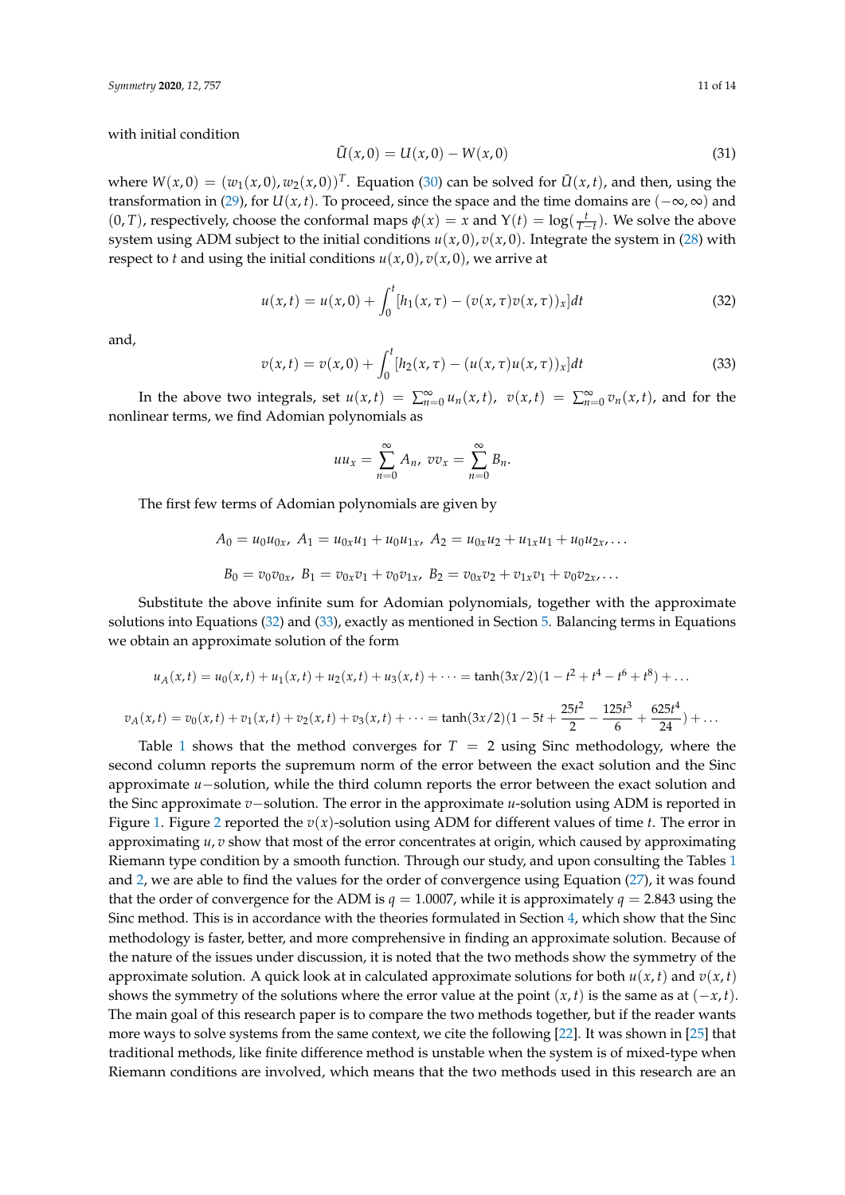with initial condition

$$\tilde{U}(x,0) = U(x,0) - W(x,0) \tag{31}$$

where $W(x,0) = (w_1(x,0), w_2(x,0))^T$. Equation (30) can be solved for $\tilde{U}(x,t)$, and then, using the transformation in (29), for $U(x,t)$. To proceed, since the space and the time domains are $(-\infty,\infty)$ and $(0,T)$, respectively, choose the conformal maps $\phi(x) = x$ and $\Upsilon(t) = \log(\frac{t}{T-t})$. We solve the above system using ADM subject to the initial conditions $u(x,0), v(x,0)$. Integrate the system in (28) with respect to $t$ and using the initial conditions $u(x,0), v(x,0)$, we arrive at

$$u(x,t) = u(x,0) + \int_0^t [h_1(x,\tau) - (v(x,\tau)v(x,\tau))_x]dt \tag{32}$$

and,

$$v(x,t) = v(x,0) + \int_0^t [h_2(x,\tau) - (u(x,\tau)u(x,\tau))_x]dt \tag{33}$$

In the above two integrals, set $u(x,t) = \sum_{n=0}^{\infty} u_n(x,t)$, $v(x,t) = \sum_{n=0}^{\infty} v_n(x,t)$, and for the nonlinear terms, we find Adomian polynomials as

$$uu_x = \sum_{n=0}^{\infty} A_n, \; vv_x = \sum_{n=0}^{\infty} B_n.$$

The first few terms of Adomian polynomials are given by

$$A_0 = u_0 u_{0x}, \; A_1 = u_{0x}u_1 + u_0 u_{1x}, \; A_2 = u_{0x}u_2 + u_{1x}u_1 + u_0 u_{2x}, \ldots$$

$$B_0 = v_0 v_{0x}, \; B_1 = v_{0x}v_1 + v_0 v_{1x}, \; B_2 = v_{0x}v_2 + v_{1x}v_1 + v_0 v_{2x}, \ldots$$

Substitute the above infinite sum for Adomian polynomials, together with the approximate solutions into Equations (32) and (33), exactly as mentioned in Section 5. Balancing terms in Equations we obtain an approximate solution of the form

$$u_A(x,t) = u_0(x,t) + u_1(x,t) + u_2(x,t) + u_3(x,t) + \cdots = \tanh(3x/2)(1 - t^2 + t^4 - t^6 + t^8) + \ldots$$

$$v_A(x,t) = v_0(x,t) + v_1(x,t) + v_2(x,t) + v_3(x,t) + \cdots = \tanh(3x/2)(1 - 5t + \frac{25t^2}{2} - \frac{125t^3}{6} + \frac{625t^4}{24}) + \ldots$$

Table 1 shows that the method converges for $T = 2$ using Sinc methodology, where the second column reports the supremum norm of the error between the exact solution and the Sinc approximate $u-$solution, while the third column reports the error between the exact solution and the Sinc approximate $v-$solution. The error in the approximate $u$-solution using ADM is reported in Figure 1. Figure 2 reported the $v(x)$-solution using ADM for different values of time $t$. The error in approximating $u, v$ show that most of the error concentrates at origin, which caused by approximating Riemann type condition by a smooth function. Through our study, and upon consulting the Tables 1 and 2, we are able to find the values for the order of convergence using Equation (27), it was found that the order of convergence for the ADM is $q = 1.0007$, while it is approximately $q = 2.843$ using the Sinc method. This is in accordance with the theories formulated in Section 4, which show that the Sinc methodology is faster, better, and more comprehensive in finding an approximate solution. Because of the nature of the issues under discussion, it is noted that the two methods show the symmetry of the approximate solution. A quick look at in calculated approximate solutions for both $u(x,t)$ and $v(x,t)$ shows the symmetry of the solutions where the error value at the point $(x,t)$ is the same as at $(-x,t)$. The main goal of this research paper is to compare the two methods together, but if the reader wants more ways to solve systems from the same context, we cite the following [22]. It was shown in [25] that traditional methods, like finite difference method is unstable when the system is of mixed-type when Riemann conditions are involved, which means that the two methods used in this research are an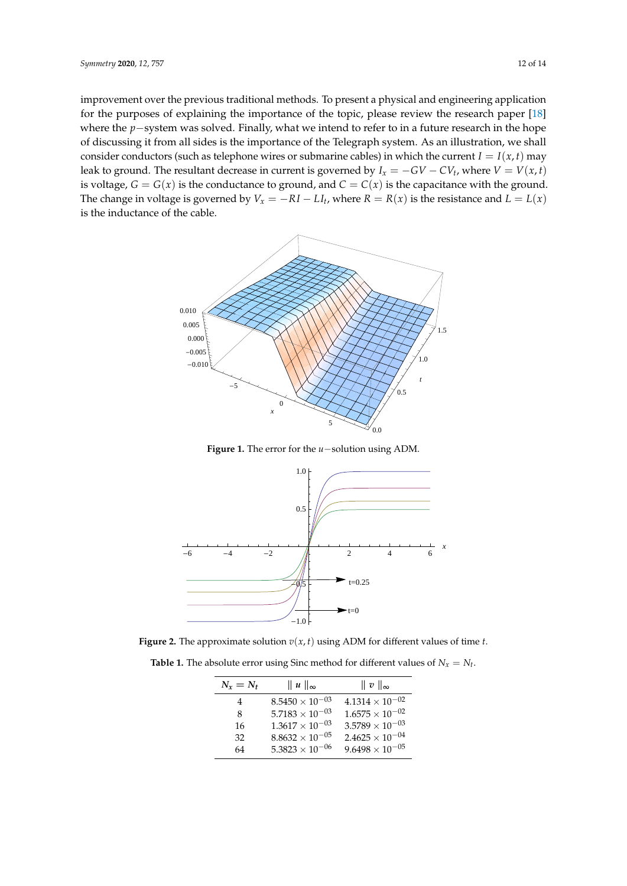improvement over the previous traditional methods. To present a physical and engineering application for the purposes of explaining the importance of the topic, please review the research paper [18] where the $p-$system was solved. Finally, what we intend to refer to in a future research in the hope of discussing it from all sides is the importance of the Telegraph system. As an illustration, we shall consider conductors (such as telephone wires or submarine cables) in which the current $I = I(x,t)$ may leak to ground. The resultant decrease in current is governed by $I_x = -GV - CV_t$, where $V = V(x,t)$ is voltage, $G = G(x)$ is the conductance to ground, and $C = C(x)$ is the capacitance with the ground. The change in voltage is governed by $V_x = -RI - LI_t$, where $R = R(x)$ is the resistance and $L = L(x)$ is the inductance of the cable.

**Figure 1.** The error for the $u-$solution using ADM.

**Figure 2.** The approximate solution $v(x,t)$ using ADM for different values of time $t$.

**Table 1.** The absolute error using Sinc method for different values of $N_x = N_t$.

| $N_x = N_t$ | $\Vert u \Vert_\infty$ | $\Vert v \Vert_\infty$ |
|---|---|---|
| 4 | $8.5450 \times 10^{-03}$ | $4.1314 \times 10^{-02}$ |
| 8 | $5.7183 \times 10^{-03}$ | $1.6575 \times 10^{-02}$ |
| 16 | $1.3617 \times 10^{-03}$ | $3.5789 \times 10^{-03}$ |
| 32 | $8.8632 \times 10^{-05}$ | $2.4625 \times 10^{-04}$ |
| 64 | $5.3823 \times 10^{-06}$ | $9.6498 \times 10^{-05}$ |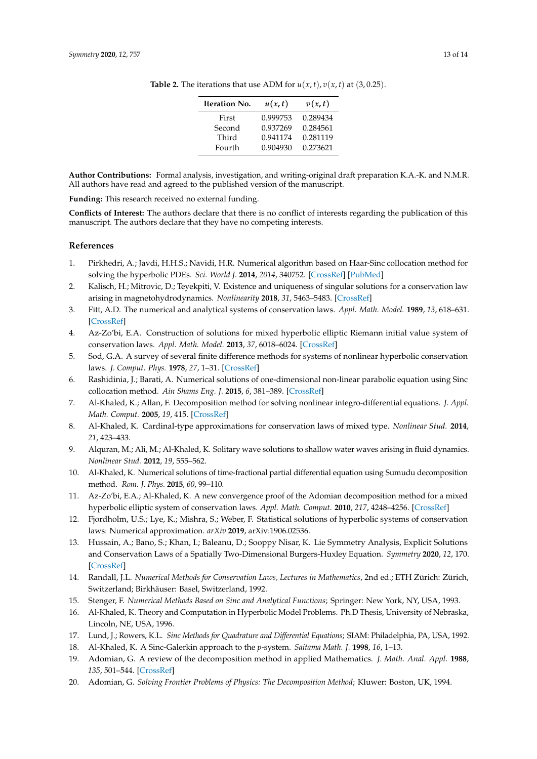**Table 2.** The iterations that use ADM for $u(x,t), v(x,t)$ at $(3, 0.25)$.

| Iteration No. | $u(x,t)$ | $v(x,t)$ |
|---|---|---|
| First | 0.999753 | 0.289434 |
| Second | 0.937269 | 0.284561 |
| Third | 0.941174 | 0.281119 |
| Fourth | 0.904930 | 0.273621 |

**Author Contributions:** Formal analysis, investigation, and writing-original draft preparation K.A.-K. and N.M.R. All authors have read and agreed to the published version of the manuscript.

**Funding:** This research received no external funding.

**Conflicts of Interest:** The authors declare that there is no conflict of interests regarding the publication of this manuscript. The authors declare that they have no competing interests.

## References

1. Pirkhedri, A.; Javdi, H.H.S.; Navidi, H.R. Numerical algorithm based on Haar-Sinc collocation method for solving the hyperbolic PDEs. *Sci. World J.* **2014**, *2014*, 340752. [CrossRef] [PubMed]
2. Kalisch, H.; Mitrovic, D.; Teyekpiti, V. Existence and uniqueness of singular solutions for a conservation law arising in magnetohydrodynamics. *Nonlinearity* **2018**, *31*, 5463–5483. [CrossRef]
3. Fitt, A.D. The numerical and analytical systems of conservation laws. *Appl. Math. Model.* **1989**, *13*, 618–631. [CrossRef]
4. Az-Zo'bi, E.A. Construction of solutions for mixed hyperbolic elliptic Riemann initial value system of conservation laws. *Appl. Math. Model.* **2013**, *37*, 6018–6024. [CrossRef]
5. Sod, G.A. A survey of several finite difference methods for systems of nonlinear hyperbolic conservation laws. *J. Comput. Phys.* **1978**, *27*, 1–31. [CrossRef]
6. Rashidinia, J.; Barati, A. Numerical solutions of one-dimensional non-linear parabolic equation using Sinc collocation method. *Ain Shams Eng. J.* **2015**, *6*, 381–389. [CrossRef]
7. Al-Khaled, K.; Allan, F. Decomposition method for solving nonlinear integro-differential equations. *J. Appl. Math. Comput.* **2005**, *19*, 415. [CrossRef]
8. Al-Khaled, K. Cardinal-type approximations for conservation laws of mixed type. *Nonlinear Stud.* **2014**, *21*, 423–433.
9. Alquran, M.; Ali, M.; Al-Khaled, K. Solitary wave solutions to shallow water waves arising in fluid dynamics. *Nonlinear Stud.* **2012**, *19*, 555–562.
10. Al-Khaled, K. Numerical solutions of time-fractional partial differential equation using Sumudu decomposition method. *Rom. J. Phys.* **2015**, *60*, 99–110.
11. Az-Zo'bi, E.A.; Al-Khaled, K. A new convergence proof of the Adomian decomposition method for a mixed hyperbolic elliptic system of conservation laws. *Appl. Math. Comput.* **2010**, *217*, 4248–4256. [CrossRef]
12. Fjordholm, U.S.; Lye, K.; Mishra, S.; Weber, F. Statistical solutions of hyperbolic systems of conservation laws: Numerical approximation. *arXiv* **2019**, arXiv:1906.02536.
13. Hussain, A.; Bano, S.; Khan, I.; Baleanu, D.; Sooppy Nisar, K. Lie Symmetry Analysis, Explicit Solutions and Conservation Laws of a Spatially Two-Dimensional Burgers-Huxley Equation. *Symmetry* **2020**, *12*, 170. [CrossRef]
14. Randall, J.L. *Numerical Methods for Conservation Laws, Lectures in Mathematics*, 2nd ed.; ETH Zürich: Zürich, Switzerland; Birkhäuser: Basel, Switzerland, 1992.
15. Stenger, F. *Numerical Methods Based on Sinc and Analytical Functions*; Springer: New York, NY, USA, 1993.
16. Al-Khaled, K. Theory and Computation in Hyperbolic Model Problems. Ph.D Thesis, University of Nebraska, Lincoln, NE, USA, 1996.
17. Lund, J.; Rowers, K.L. *Sinc Methods for Quadrature and Differential Equations*; SIAM: Philadelphia, PA, USA, 1992.
18. Al-Khaled, K. A Sinc-Galerkin approach to the $p$-system. *Saitama Math. J.* **1998**, *16*, 1–13.
19. Adomian, G. A review of the decomposition method in applied Mathematics. *J. Math. Anal. Appl.* **1988**, *135*, 501–544. [CrossRef]
20. Adomian, G. *Solving Frontier Problems of Physics: The Decomposition Method*; Kluwer: Boston, UK, 1994.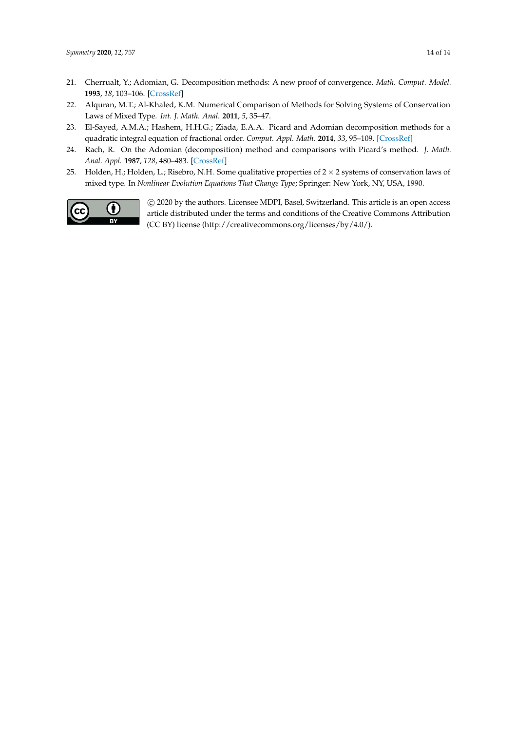21. Cherruault, Y.; Adomian, G. Decomposition methods: A new proof of convergence. *Math. Comput. Model.* **1993**, *18*, 103–106. [CrossRef]
22. Alquran, M.T.; Al-Khaled, K.M. Numerical Comparison of Methods for Solving Systems of Conservation Laws of Mixed Type. *Int. J. Math. Anal.* **2011**, *5*, 35–47.
23. El-Sayed, A.M.A.; Hashem, H.H.G.; Ziada, E.A.A. Picard and Adomian decomposition methods for a quadratic integral equation of fractional order. *Comput. Appl. Math.* **2014**, *33*, 95–109. [CrossRef]
24. Rach, R. On the Adomian (decomposition) method and comparisons with Picard's method. *J. Math. Anal. Appl.* **1987**, *128*, 480–483. [CrossRef]
25. Holden, H.; Holden, L.; Risebro, N.H. Some qualitative properties of $2 \times 2$ systems of conservation laws of mixed type. In *Nonlinear Evolution Equations That Change Type*; Springer: New York, NY, USA, 1990.

© 2020 by the authors. Licensee MDPI, Basel, Switzerland. This article is an open access article distributed under the terms and conditions of the Creative Commons Attribution (CC BY) license (http://creativecommons.org/licenses/by/4.0/).